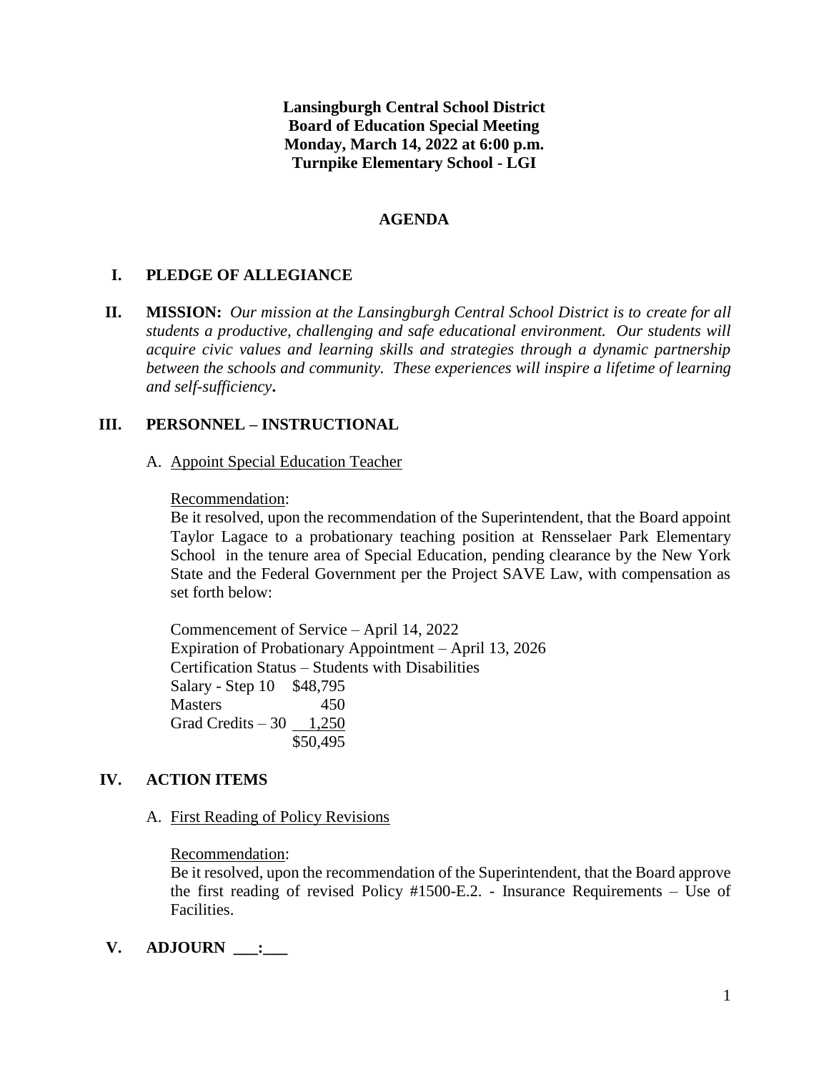**Lansingburgh Central School District**
**Board of Education Special Meeting**
**Monday, March 14, 2022 at 6:00 p.m.**
**Turnpike Elementary School - LGI**

## AGENDA

### I. PLEDGE OF ALLEGIANCE

### II. MISSION:

*Our mission at the Lansingburgh Central School District is to create for all students a productive, challenging and safe educational environment. Our students will acquire civic values and learning skills and strategies through a dynamic partnership between the schools and community. These experiences will inspire a lifetime of learning and self-sufficiency***.**

### III. PERSONNEL – INSTRUCTIONAL

A. Appoint Special Education Teacher

Recommendation:
Be it resolved, upon the recommendation of the Superintendent, that the Board appoint Taylor Lagace to a probationary teaching position at Rensselaer Park Elementary School in the tenure area of Special Education, pending clearance by the New York State and the Federal Government per the Project SAVE Law, with compensation as set forth below:

Commencement of Service – April 14, 2022
Expiration of Probationary Appointment – April 13, 2026
Certification Status – Students with Disabilities

| | |
|---|---:|
| Salary - Step 10 | $48,795 |
| Masters | 450 |
| Grad Credits – 30 | 1,250 |
| | $50,495 |

### IV. ACTION ITEMS

A. First Reading of Policy Revisions

Recommendation:
Be it resolved, upon the recommendation of the Superintendent, that the Board approve the first reading of revised Policy #1500-E.2. - Insurance Requirements – Use of Facilities.

### V. ADJOURN \_\_\_:\_\_\_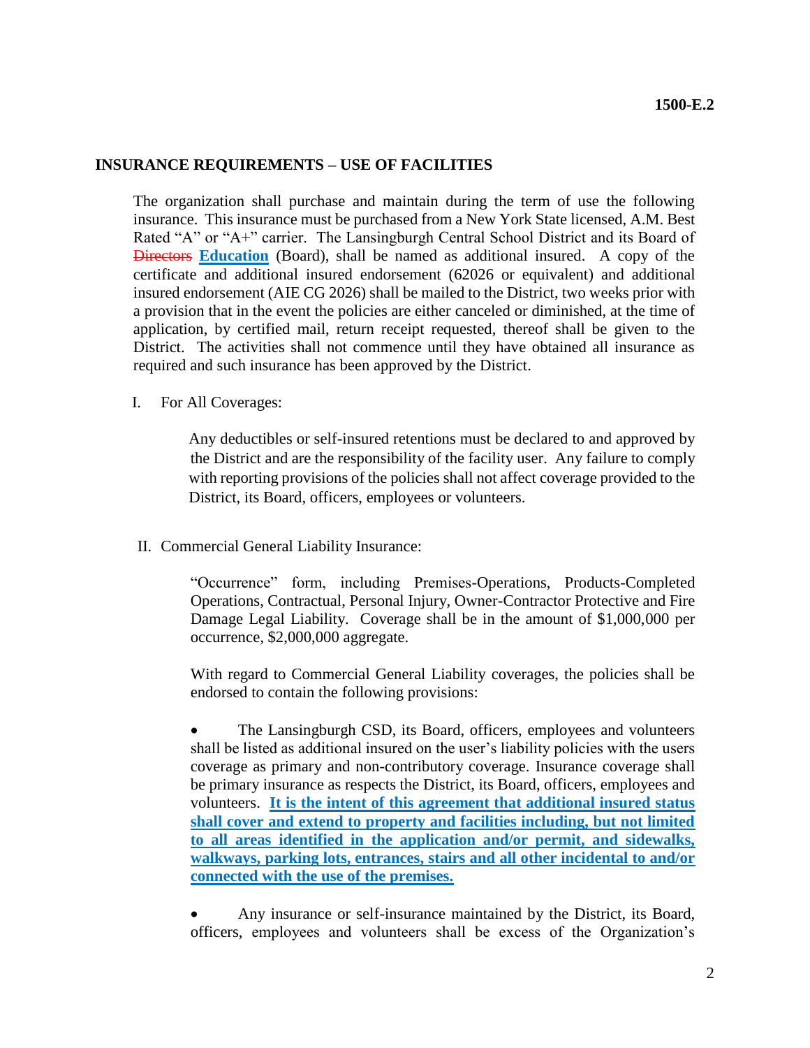**1500-E.2**

## INSURANCE REQUIREMENTS – USE OF FACILITIES

The organization shall purchase and maintain during the term of use the following insurance. This insurance must be purchased from a New York State licensed, A.M. Best Rated "A" or "A+" carrier. The Lansingburgh Central School District and its Board of ~~Directors~~ **Education** (Board), shall be named as additional insured. A copy of the certificate and additional insured endorsement (62026 or equivalent) and additional insured endorsement (AIE CG 2026) shall be mailed to the District, two weeks prior with a provision that in the event the policies are either canceled or diminished, at the time of application, by certified mail, return receipt requested, thereof shall be given to the District. The activities shall not commence until they have obtained all insurance as required and such insurance has been approved by the District.

I. For All Coverages:

Any deductibles or self-insured retentions must be declared to and approved by the District and are the responsibility of the facility user. Any failure to comply with reporting provisions of the policies shall not affect coverage provided to the District, its Board, officers, employees or volunteers.

II. Commercial General Liability Insurance:

"Occurrence" form, including Premises-Operations, Products-Completed Operations, Contractual, Personal Injury, Owner-Contractor Protective and Fire Damage Legal Liability. Coverage shall be in the amount of $1,000,000 per occurrence, $2,000,000 aggregate.

With regard to Commercial General Liability coverages, the policies shall be endorsed to contain the following provisions:

- The Lansingburgh CSD, its Board, officers, employees and volunteers shall be listed as additional insured on the user's liability policies with the users coverage as primary and non-contributory coverage. Insurance coverage shall be primary insurance as respects the District, its Board, officers, employees and volunteers. **It is the intent of this agreement that additional insured status shall cover and extend to property and facilities including, but not limited to all areas identified in the application and/or permit, and sidewalks, walkways, parking lots, entrances, stairs and all other incidental to and/or connected with the use of the premises.**

- Any insurance or self-insurance maintained by the District, its Board, officers, employees and volunteers shall be excess of the Organization's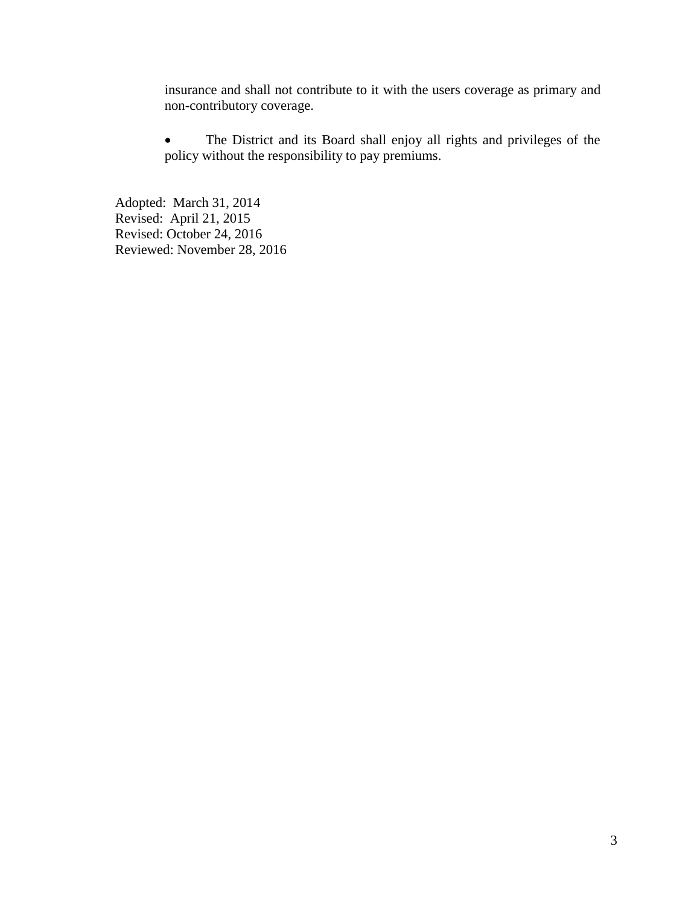insurance and shall not contribute to it with the users coverage as primary and non-contributory coverage.

- The District and its Board shall enjoy all rights and privileges of the policy without the responsibility to pay premiums.

Adopted: March 31, 2014
Revised: April 21, 2015
Revised: October 24, 2016
Reviewed: November 28, 2016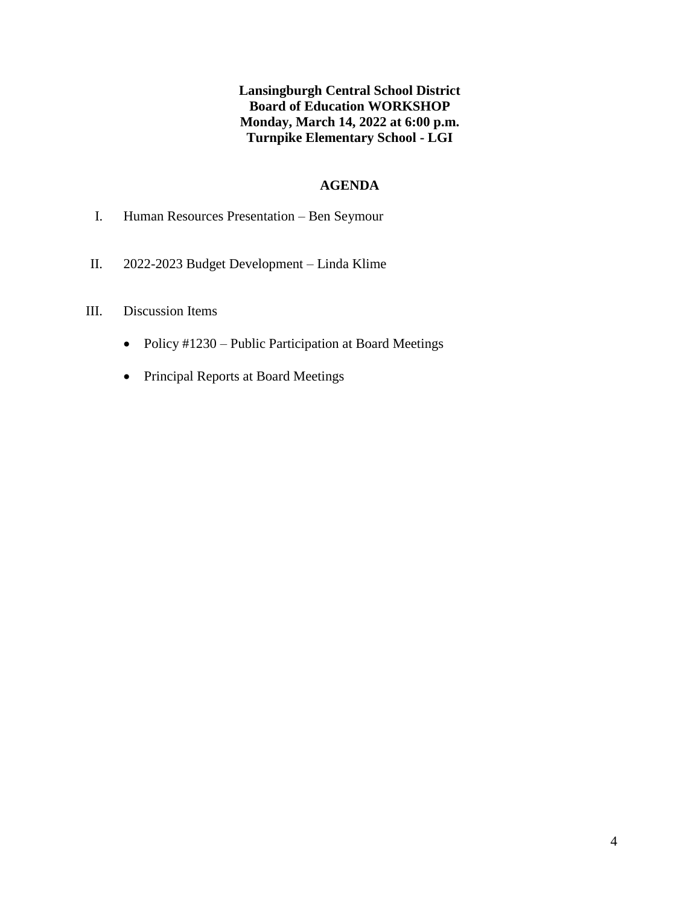**Lansingburgh Central School District**
**Board of Education WORKSHOP**
**Monday, March 14, 2022 at 6:00 p.m.**
**Turnpike Elementary School - LGI**

## AGENDA

I. Human Resources Presentation – Ben Seymour

II. 2022-2023 Budget Development – Linda Klime

III. Discussion Items

- Policy #1230 – Public Participation at Board Meetings
- Principal Reports at Board Meetings